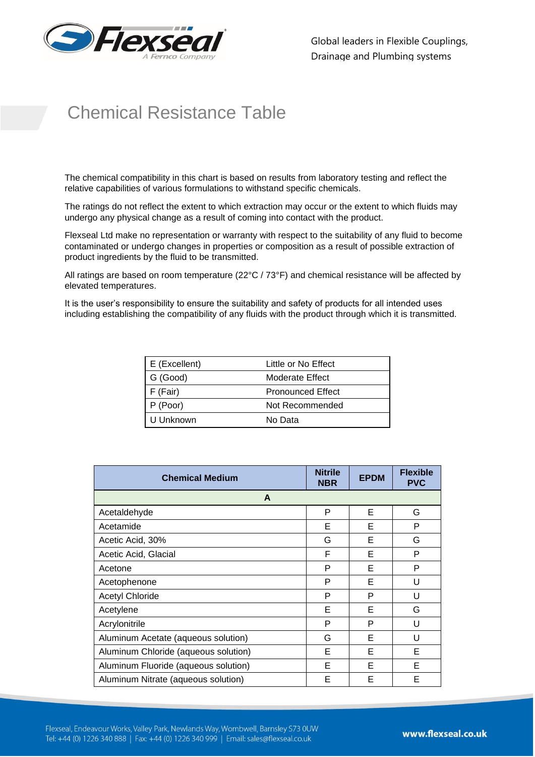# Chemical Resistance Table

The chemical compatibility in this chart is based on results from laboratory testing and reflect the relative capabilities of various formulations to withstand specific chemicals.

The ratings do not reflect the extent to which extraction may occur or the extent to which fluids may undergo any physical change as a result of coming into contact with the product.

Flexseal Ltd make no representation or warranty with respect to the suitability of any fluid to become contaminated or undergo changes in properties or composition as a result of possible extraction of product ingredients by the fluid to be transmitted.

All ratings are based on room temperature (22°C / 73°F) and chemical resistance will be affected by elevated temperatures.

It is the user's responsibility to ensure the suitability and safety of products for all intended uses including establishing the compatibility of any fluids with the product through which it is transmitted.

| | |
|---|---|
| E (Excellent) | Little or No Effect |
| G (Good) | Moderate Effect |
| F (Fair) | Pronounced Effect |
| P (Poor) | Not Recommended |
| U Unknown | No Data |

| Chemical Medium | Nitrile NBR | EPDM | Flexible PVC |
|---|---|---|---|
| **A** | | | |
| Acetaldehyde | P | E | G |
| Acetamide | E | E | P |
| Acetic Acid, 30% | G | E | G |
| Acetic Acid, Glacial | F | E | P |
| Acetone | P | E | P |
| Acetophenone | P | E | U |
| Acetyl Chloride | P | P | U |
| Acetylene | E | E | G |
| Acrylonitrile | P | P | U |
| Aluminum Acetate (aqueous solution) | G | E | U |
| Aluminum Chloride (aqueous solution) | E | E | E |
| Aluminum Fluoride (aqueous solution) | E | E | E |
| Aluminum Nitrate (aqueous solution) | E | E | E |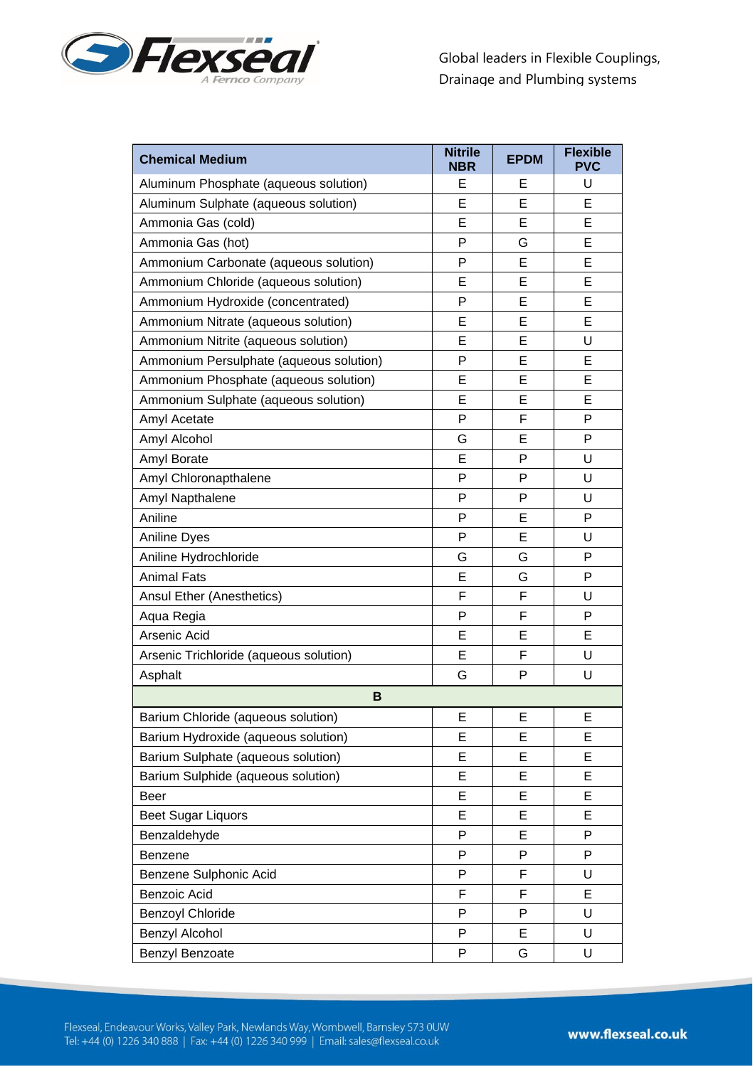| Chemical Medium | Nitrile NBR | EPDM | Flexible PVC |
|---|---|---|---|
| Aluminum Phosphate (aqueous solution) | E | E | U |
| Aluminum Sulphate (aqueous solution) | E | E | E |
| Ammonia Gas (cold) | E | E | E |
| Ammonia Gas (hot) | P | G | E |
| Ammonium Carbonate (aqueous solution) | P | E | E |
| Ammonium Chloride (aqueous solution) | E | E | E |
| Ammonium Hydroxide (concentrated) | P | E | E |
| Ammonium Nitrate (aqueous solution) | E | E | E |
| Ammonium Nitrite (aqueous solution) | E | E | U |
| Ammonium Persulphate (aqueous solution) | P | E | E |
| Ammonium Phosphate (aqueous solution) | E | E | E |
| Ammonium Sulphate (aqueous solution) | E | E | E |
| Amyl Acetate | P | F | P |
| Amyl Alcohol | G | E | P |
| Amyl Borate | E | P | U |
| Amyl Chloronapthalene | P | P | U |
| Amyl Napthalene | P | P | U |
| Aniline | P | E | P |
| Aniline Dyes | P | E | U |
| Aniline Hydrochloride | G | G | P |
| Animal Fats | E | G | P |
| Ansul Ether (Anesthetics) | F | F | U |
| Aqua Regia | P | F | P |
| Arsenic Acid | E | E | E |
| Arsenic Trichloride (aqueous solution) | E | F | U |
| Asphalt | G | P | U |
| **B** | | | |
| Barium Chloride (aqueous solution) | E | E | E |
| Barium Hydroxide (aqueous solution) | E | E | E |
| Barium Sulphate (aqueous solution) | E | E | E |
| Barium Sulphide (aqueous solution) | E | E | E |
| Beer | E | E | E |
| Beet Sugar Liquors | E | E | E |
| Benzaldehyde | P | E | P |
| Benzene | P | P | P |
| Benzene Sulphonic Acid | P | F | U |
| Benzoic Acid | F | F | E |
| Benzoyl Chloride | P | P | U |
| Benzyl Alcohol | P | E | U |
| Benzyl Benzoate | P | G | U |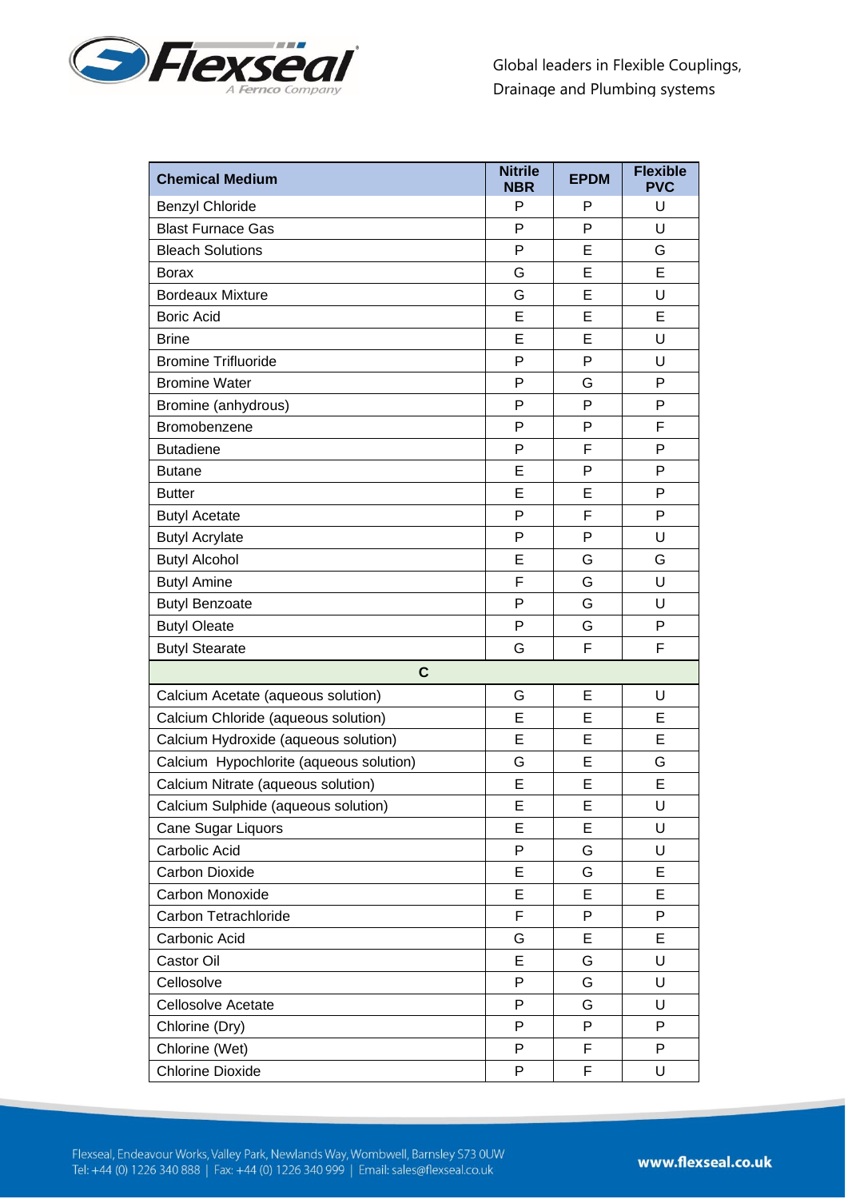| Chemical Medium | Nitrile NBR | EPDM | Flexible PVC |
|---|---|---|---|
| Benzyl Chloride | P | P | U |
| Blast Furnace Gas | P | P | U |
| Bleach Solutions | P | E | G |
| Borax | G | E | E |
| Bordeaux Mixture | G | E | U |
| Boric Acid | E | E | E |
| Brine | E | E | U |
| Bromine Trifluoride | P | P | U |
| Bromine Water | P | G | P |
| Bromine (anhydrous) | P | P | P |
| Bromobenzene | P | P | F |
| Butadiene | P | F | P |
| Butane | E | P | P |
| Butter | E | E | P |
| Butyl Acetate | P | F | P |
| Butyl Acrylate | P | P | U |
| Butyl Alcohol | E | G | G |
| Butyl Amine | F | G | U |
| Butyl Benzoate | P | G | U |
| Butyl Oleate | P | G | P |
| Butyl Stearate | G | F | F |
| **C** | | | |
| Calcium Acetate (aqueous solution) | G | E | U |
| Calcium Chloride (aqueous solution) | E | E | E |
| Calcium Hydroxide (aqueous solution) | E | E | E |
| Calcium Hypochlorite (aqueous solution) | G | E | G |
| Calcium Nitrate (aqueous solution) | E | E | E |
| Calcium Sulphide (aqueous solution) | E | E | U |
| Cane Sugar Liquors | E | E | U |
| Carbolic Acid | P | G | U |
| Carbon Dioxide | E | G | E |
| Carbon Monoxide | E | E | E |
| Carbon Tetrachloride | F | P | P |
| Carbonic Acid | G | E | E |
| Castor Oil | E | G | U |
| Cellosolve | P | G | U |
| Cellosolve Acetate | P | G | U |
| Chlorine (Dry) | P | P | P |
| Chlorine (Wet) | P | F | P |
| Chlorine Dioxide | P | F | U |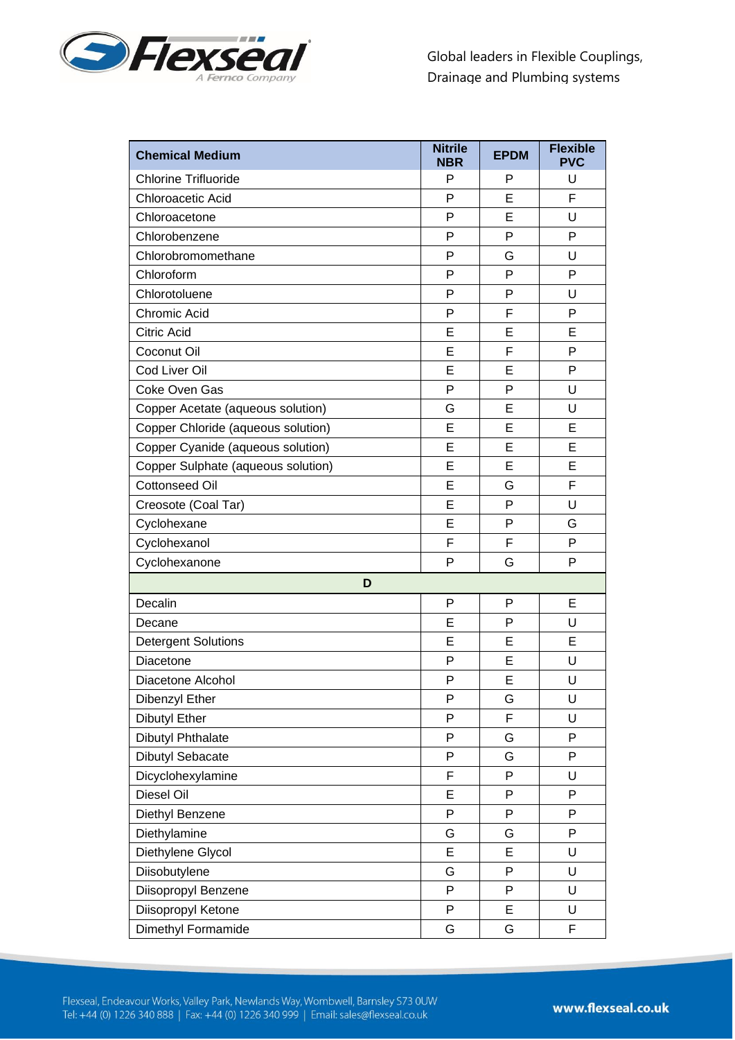| Chemical Medium | Nitrile NBR | EPDM | Flexible PVC |
|---|---|---|---|
| Chlorine Trifluoride | P | P | U |
| Chloroacetic Acid | P | E | F |
| Chloroacetone | P | E | U |
| Chlorobenzene | P | P | P |
| Chlorobromomethane | P | G | U |
| Chloroform | P | P | P |
| Chlorotoluene | P | P | U |
| Chromic Acid | P | F | P |
| Citric Acid | E | E | E |
| Coconut Oil | E | F | P |
| Cod Liver Oil | E | E | P |
| Coke Oven Gas | P | P | U |
| Copper Acetate (aqueous solution) | G | E | U |
| Copper Chloride (aqueous solution) | E | E | E |
| Copper Cyanide (aqueous solution) | E | E | E |
| Copper Sulphate (aqueous solution) | E | E | E |
| Cottonseed Oil | E | G | F |
| Creosote (Coal Tar) | E | P | U |
| Cyclohexane | E | P | G |
| Cyclohexanol | F | F | P |
| Cyclohexanone | P | G | P |
| **D** | | | |
| Decalin | P | P | E |
| Decane | E | P | U |
| Detergent Solutions | E | E | E |
| Diacetone | P | E | U |
| Diacetone Alcohol | P | E | U |
| Dibenzyl Ether | P | G | U |
| Dibutyl Ether | P | F | U |
| Dibutyl Phthalate | P | G | P |
| Dibutyl Sebacate | P | G | P |
| Dicyclohexylamine | F | P | U |
| Diesel Oil | E | P | P |
| Diethyl Benzene | P | P | P |
| Diethylamine | G | G | P |
| Diethylene Glycol | E | E | U |
| Diisobutylene | G | P | U |
| Diisopropyl Benzene | P | P | U |
| Diisopropyl Ketone | P | E | U |
| Dimethyl Formamide | G | G | F |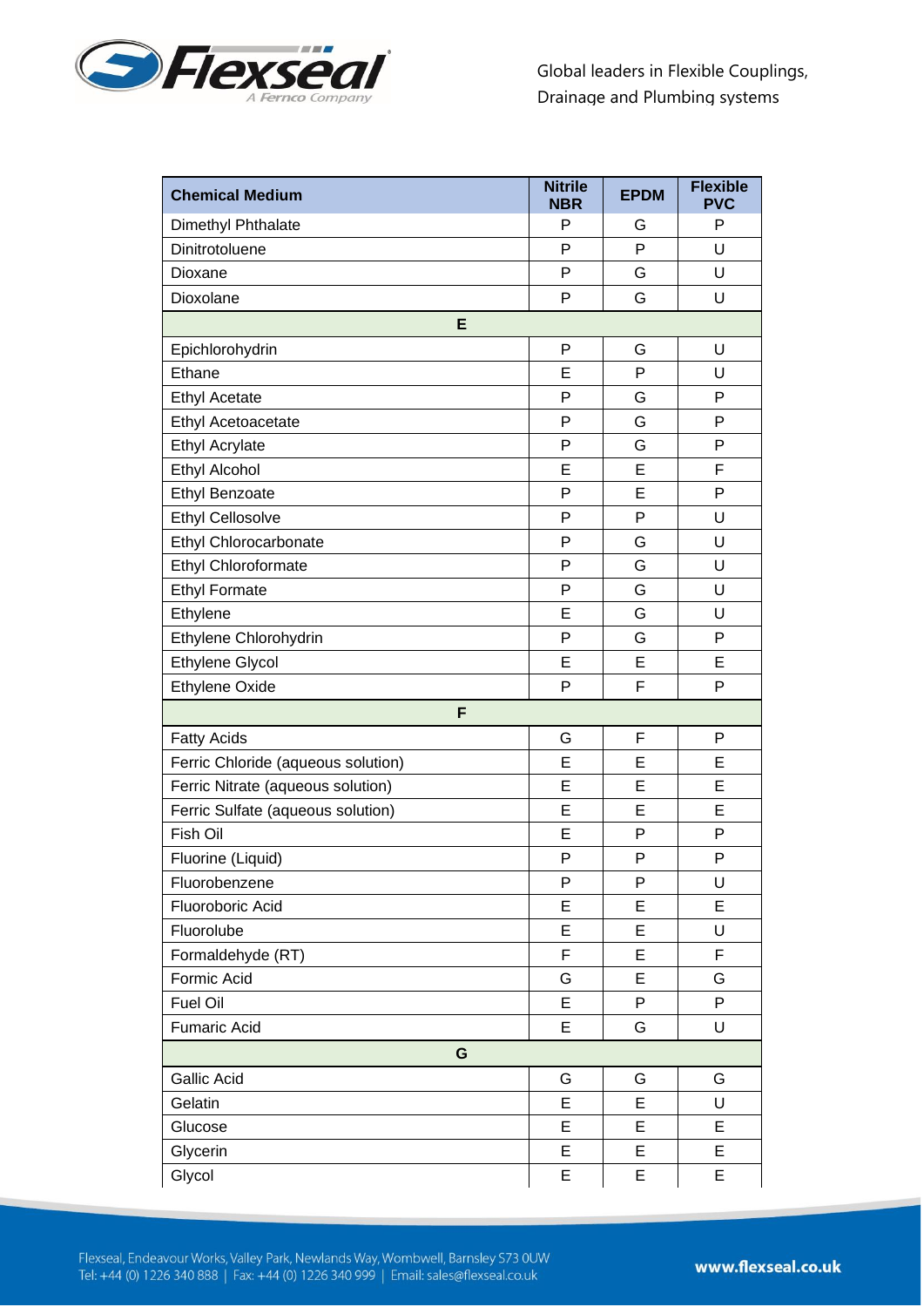| Chemical Medium | Nitrile NBR | EPDM | Flexible PVC |
|---|---|---|---|
| Dimethyl Phthalate | P | G | P |
| Dinitrotoluene | P | P | U |
| Dioxane | P | G | U |
| Dioxolane | P | G | U |
| **E** | | | |
| Epichlorohydrin | P | G | U |
| Ethane | E | P | U |
| Ethyl Acetate | P | G | P |
| Ethyl Acetoacetate | P | G | P |
| Ethyl Acrylate | P | G | P |
| Ethyl Alcohol | E | E | F |
| Ethyl Benzoate | P | E | P |
| Ethyl Cellosolve | P | P | U |
| Ethyl Chlorocarbonate | P | G | U |
| Ethyl Chloroformate | P | G | U |
| Ethyl Formate | P | G | U |
| Ethylene | E | G | U |
| Ethylene Chlorohydrin | P | G | P |
| Ethylene Glycol | E | E | E |
| Ethylene Oxide | P | F | P |
| **F** | | | |
| Fatty Acids | G | F | P |
| Ferric Chloride (aqueous solution) | E | E | E |
| Ferric Nitrate (aqueous solution) | E | E | E |
| Ferric Sulfate (aqueous solution) | E | E | E |
| Fish Oil | E | P | P |
| Fluorine (Liquid) | P | P | P |
| Fluorobenzene | P | P | U |
| Fluoroboric Acid | E | E | E |
| Fluorolube | E | E | U |
| Formaldehyde (RT) | F | E | F |
| Formic Acid | G | E | G |
| Fuel Oil | E | P | P |
| Fumaric Acid | E | G | U |
| **G** | | | |
| Gallic Acid | G | G | G |
| Gelatin | E | E | U |
| Glucose | E | E | E |
| Glycerin | E | E | E |
| Glycol | E | E | E |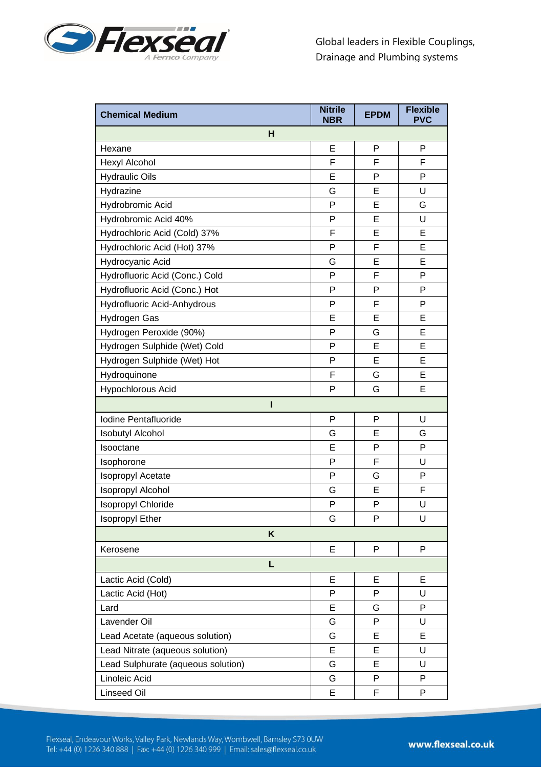| Chemical Medium | Nitrile NBR | EPDM | Flexible PVC |
|---|---|---|---|
| **H** | | | |
| Hexane | E | P | P |
| Hexyl Alcohol | F | F | F |
| Hydraulic Oils | E | P | P |
| Hydrazine | G | E | U |
| Hydrobromic Acid | P | E | G |
| Hydrobromic Acid 40% | P | E | U |
| Hydrochloric Acid (Cold) 37% | F | E | E |
| Hydrochloric Acid (Hot) 37% | P | F | E |
| Hydrocyanic Acid | G | E | E |
| Hydrofluoric Acid (Conc.) Cold | P | F | P |
| Hydrofluoric Acid (Conc.) Hot | P | P | P |
| Hydrofluoric Acid-Anhydrous | P | F | P |
| Hydrogen Gas | E | E | E |
| Hydrogen Peroxide (90%) | P | G | E |
| Hydrogen Sulphide (Wet) Cold | P | E | E |
| Hydrogen Sulphide (Wet) Hot | P | E | E |
| Hydroquinone | F | G | E |
| Hypochlorous Acid | P | G | E |
| **I** | | | |
| Iodine Pentafluoride | P | P | U |
| Isobutyl Alcohol | G | E | G |
| Isooctane | E | P | P |
| Isophorone | P | F | U |
| Isopropyl Acetate | P | G | P |
| Isopropyl Alcohol | G | E | F |
| Isopropyl Chloride | P | P | U |
| Isopropyl Ether | G | P | U |
| **K** | | | |
| Kerosene | E | P | P |
| **L** | | | |
| Lactic Acid (Cold) | E | E | E |
| Lactic Acid (Hot) | P | P | U |
| Lard | E | G | P |
| Lavender Oil | G | P | U |
| Lead Acetate (aqueous solution) | G | E | E |
| Lead Nitrate (aqueous solution) | E | E | U |
| Lead Sulphurate (aqueous solution) | G | E | U |
| Linoleic Acid | G | P | P |
| Linseed Oil | E | F | P |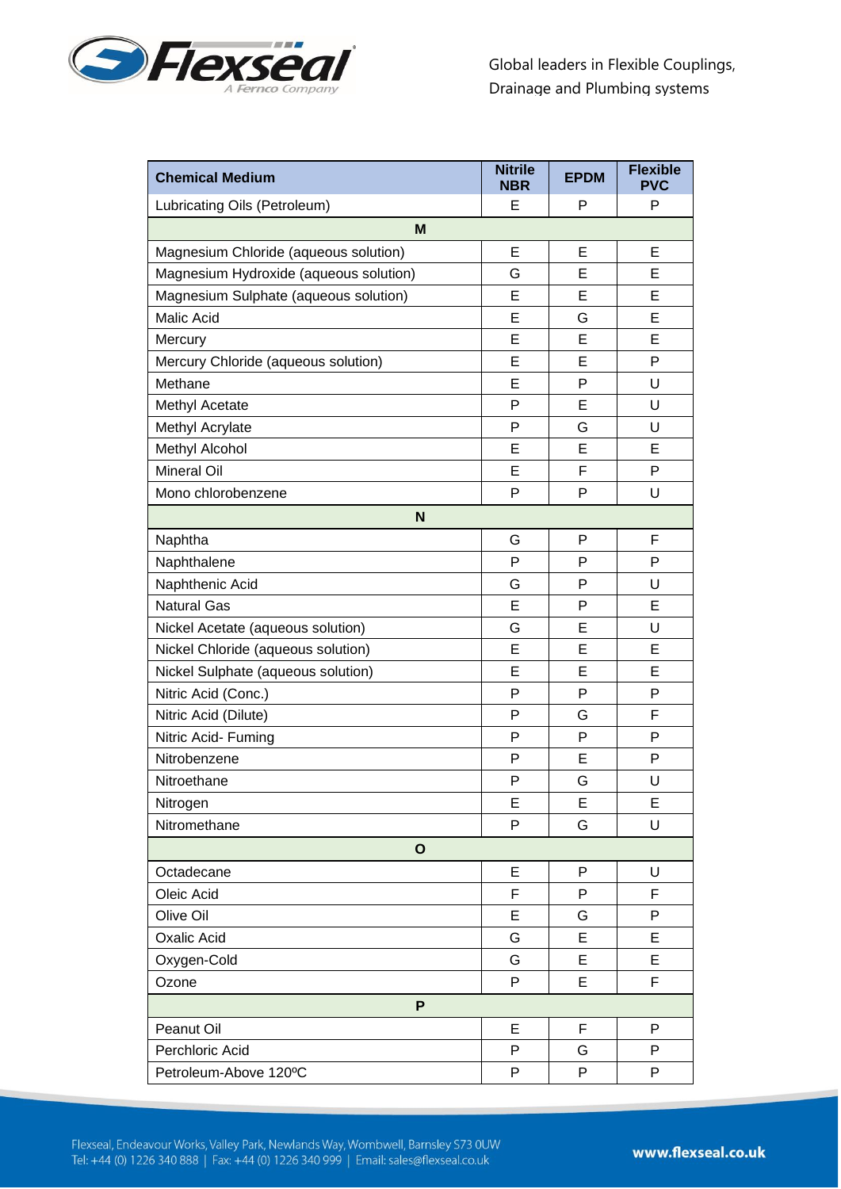| Chemical Medium | Nitrile NBR | EPDM | Flexible PVC |
|---|---|---|---|
| Lubricating Oils (Petroleum) | E | P | P |
| **M** | | | |
| Magnesium Chloride (aqueous solution) | E | E | E |
| Magnesium Hydroxide (aqueous solution) | G | E | E |
| Magnesium Sulphate (aqueous solution) | E | E | E |
| Malic Acid | E | G | E |
| Mercury | E | E | E |
| Mercury Chloride (aqueous solution) | E | E | P |
| Methane | E | P | U |
| Methyl Acetate | P | E | U |
| Methyl Acrylate | P | G | U |
| Methyl Alcohol | E | E | E |
| Mineral Oil | E | F | P |
| Mono chlorobenzene | P | P | U |
| **N** | | | |
| Naphtha | G | P | F |
| Naphthalene | P | P | P |
| Naphthenic Acid | G | P | U |
| Natural Gas | E | P | E |
| Nickel Acetate (aqueous solution) | G | E | U |
| Nickel Chloride (aqueous solution) | E | E | E |
| Nickel Sulphate (aqueous solution) | E | E | E |
| Nitric Acid (Conc.) | P | P | P |
| Nitric Acid (Dilute) | P | G | F |
| Nitric Acid- Fuming | P | P | P |
| Nitrobenzene | P | E | P |
| Nitroethane | P | G | U |
| Nitrogen | E | E | E |
| Nitromethane | P | G | U |
| **O** | | | |
| Octadecane | E | P | U |
| Oleic Acid | F | P | F |
| Olive Oil | E | G | P |
| Oxalic Acid | G | E | E |
| Oxygen-Cold | G | E | E |
| Ozone | P | E | F |
| **P** | | | |
| Peanut Oil | E | F | P |
| Perchloric Acid | P | G | P |
| Petroleum-Above 120ºC | P | P | P |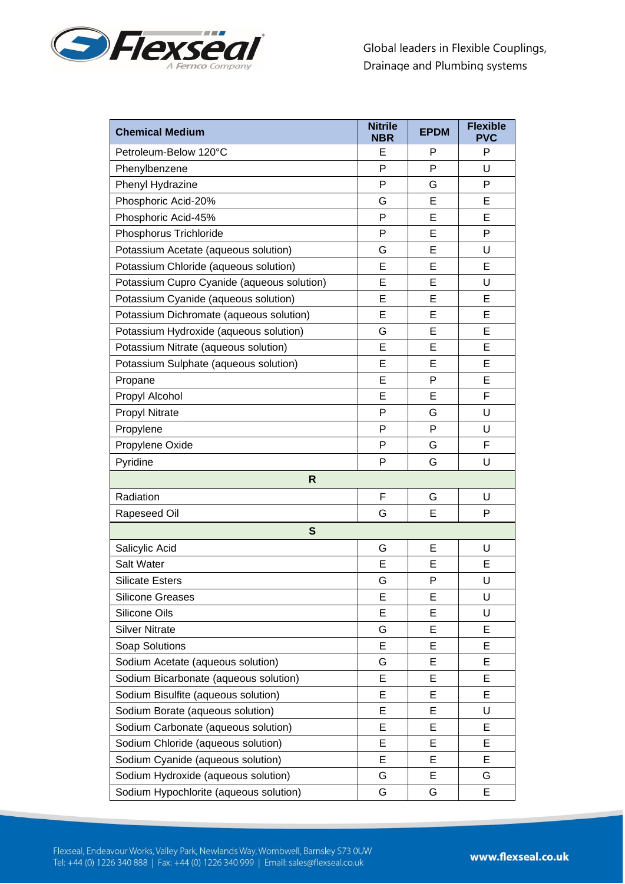| Chemical Medium | Nitrile NBR | EPDM | Flexible PVC |
|---|---|---|---|
| Petroleum-Below 120°C | E | P | P |
| Phenylbenzene | P | P | U |
| Phenyl Hydrazine | P | G | P |
| Phosphoric Acid-20% | G | E | E |
| Phosphoric Acid-45% | P | E | E |
| Phosphorus Trichloride | P | E | P |
| Potassium Acetate (aqueous solution) | G | E | U |
| Potassium Chloride (aqueous solution) | E | E | E |
| Potassium Cupro Cyanide (aqueous solution) | E | E | U |
| Potassium Cyanide (aqueous solution) | E | E | E |
| Potassium Dichromate (aqueous solution) | E | E | E |
| Potassium Hydroxide (aqueous solution) | G | E | E |
| Potassium Nitrate (aqueous solution) | E | E | E |
| Potassium Sulphate (aqueous solution) | E | E | E |
| Propane | E | P | E |
| Propyl Alcohol | E | E | F |
| Propyl Nitrate | P | G | U |
| Propylene | P | P | U |
| Propylene Oxide | P | G | F |
| Pyridine | P | G | U |
| **R** | | | |
| Radiation | F | G | U |
| Rapeseed Oil | G | E | P |
| **S** | | | |
| Salicylic Acid | G | E | U |
| Salt Water | E | E | E |
| Silicate Esters | G | P | U |
| Silicone Greases | E | E | U |
| Silicone Oils | E | E | U |
| Silver Nitrate | G | E | E |
| Soap Solutions | E | E | E |
| Sodium Acetate (aqueous solution) | G | E | E |
| Sodium Bicarbonate (aqueous solution) | E | E | E |
| Sodium Bisulfite (aqueous solution) | E | E | E |
| Sodium Borate (aqueous solution) | E | E | U |
| Sodium Carbonate (aqueous solution) | E | E | E |
| Sodium Chloride (aqueous solution) | E | E | E |
| Sodium Cyanide (aqueous solution) | E | E | E |
| Sodium Hydroxide (aqueous solution) | G | E | G |
| Sodium Hypochlorite (aqueous solution) | G | G | E |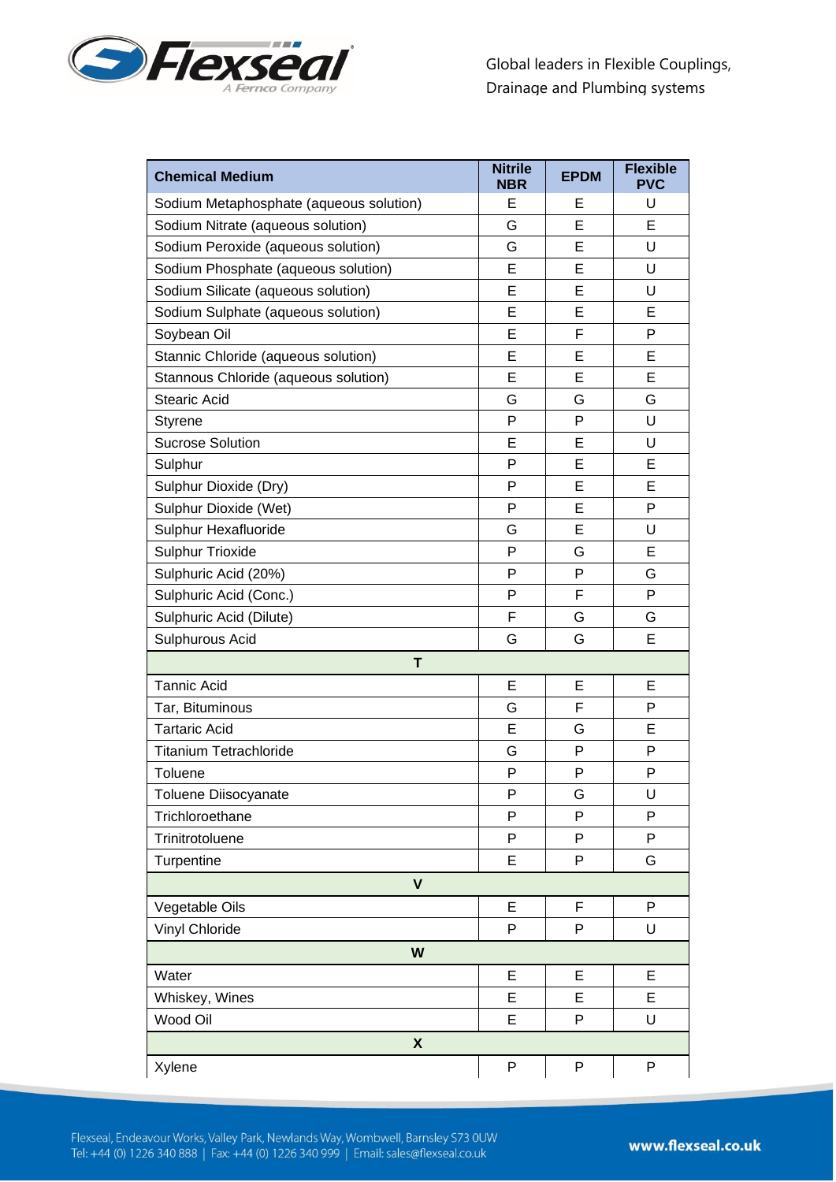| Chemical Medium | Nitrile NBR | EPDM | Flexible PVC |
|---|---|---|---|
| Sodium Metaphosphate (aqueous solution) | E | E | U |
| Sodium Nitrate (aqueous solution) | G | E | E |
| Sodium Peroxide (aqueous solution) | G | E | U |
| Sodium Phosphate (aqueous solution) | E | E | U |
| Sodium Silicate (aqueous solution) | E | E | U |
| Sodium Sulphate (aqueous solution) | E | E | E |
| Soybean Oil | E | F | P |
| Stannic Chloride (aqueous solution) | E | E | E |
| Stannous Chloride (aqueous solution) | E | E | E |
| Stearic Acid | G | G | G |
| Styrene | P | P | U |
| Sucrose Solution | E | E | U |
| Sulphur | P | E | E |
| Sulphur Dioxide (Dry) | P | E | E |
| Sulphur Dioxide (Wet) | P | E | P |
| Sulphur Hexafluoride | G | E | U |
| Sulphur Trioxide | P | G | E |
| Sulphuric Acid (20%) | P | P | G |
| Sulphuric Acid (Conc.) | P | F | P |
| Sulphuric Acid (Dilute) | F | G | G |
| Sulphurous Acid | G | G | E |
| **T** | | | |
| Tannic Acid | E | E | E |
| Tar, Bituminous | G | F | P |
| Tartaric Acid | E | G | E |
| Titanium Tetrachloride | G | P | P |
| Toluene | P | P | P |
| Toluene Diisocyanate | P | G | U |
| Trichloroethane | P | P | P |
| Trinitrotoluene | P | P | P |
| Turpentine | E | P | G |
| **V** | | | |
| Vegetable Oils | E | F | P |
| Vinyl Chloride | P | P | U |
| **W** | | | |
| Water | E | E | E |
| Whiskey, Wines | E | E | E |
| Wood Oil | E | P | U |
| **X** | | | |
| Xylene | P | P | P |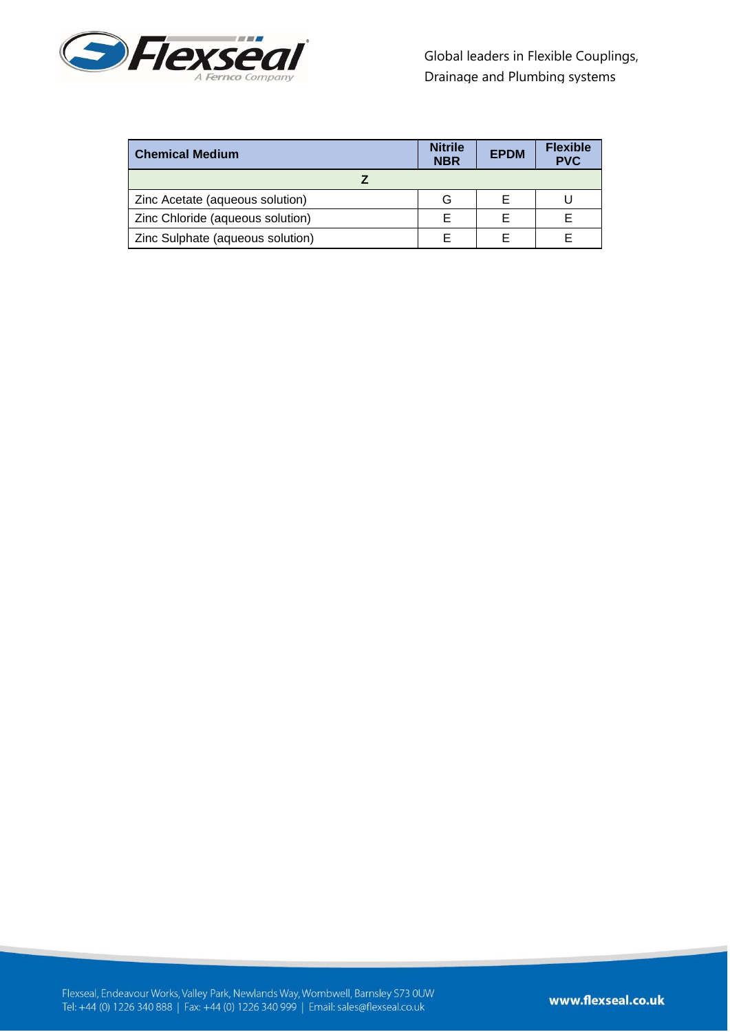| Chemical Medium | Nitrile NBR | EPDM | Flexible PVC |
|---|---|---|---|
| **Z** | | | |
| Zinc Acetate (aqueous solution) | G | E | U |
| Zinc Chloride (aqueous solution) | E | E | E |
| Zinc Sulphate (aqueous solution) | E | E | E |